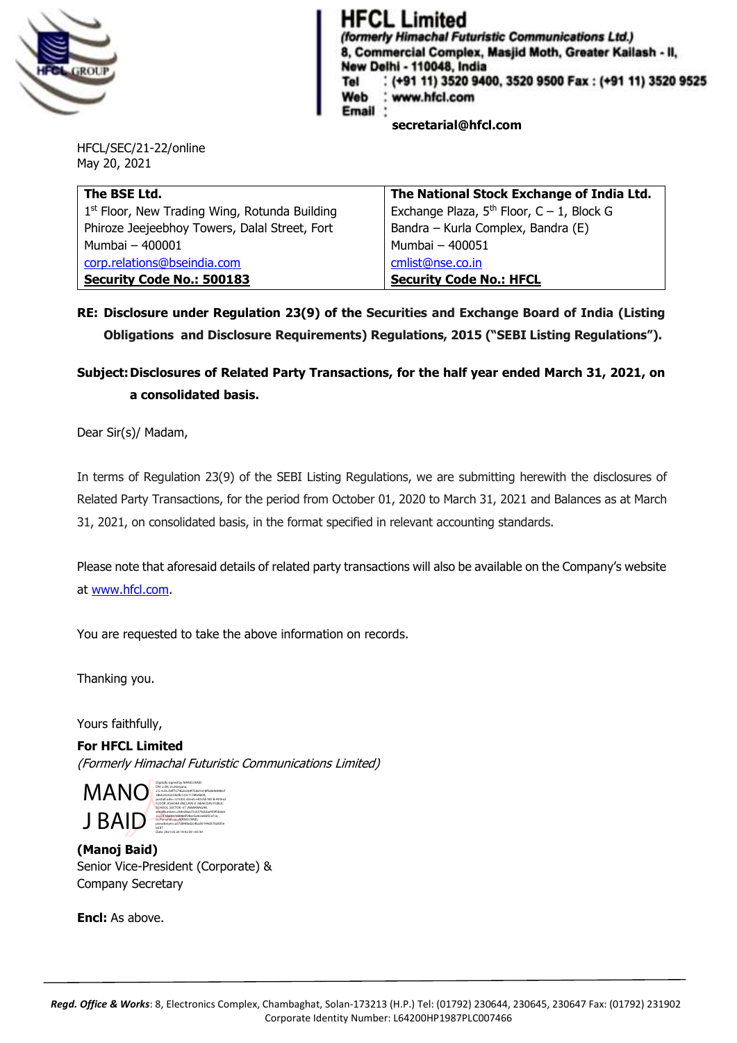# HFCL Limited

*(formerly Himachal Futuristic Communications Ltd.)*
8, Commercial Complex, Masjid Moth, Greater Kailash - II,
New Delhi - 110048, India
Tel : (+91 11) 3520 9400, 3520 9500 Fax : (+91 11) 3520 9525
Web : www.hfcl.com
Email : secretarial@hfcl.com

HFCL/SEC/21-22/online
May 20, 2021

| **The BSE Ltd.** | **The National Stock Exchange of India Ltd.** |
|---|---|
| 1st Floor, New Trading Wing, Rotunda Building | Exchange Plaza, 5th Floor, C – 1, Block G |
| Phiroze Jeejeebhoy Towers, Dalal Street, Fort | Bandra – Kurla Complex, Bandra (E) |
| Mumbai – 400001 | Mumbai – 400051 |
| corp.relations@bseindia.com | cmlist@nse.co.in |
| **Security Code No.: 500183** | **Security Code No.: HFCL** |

**RE: Disclosure under Regulation 23(9) of the Securities and Exchange Board of India (Listing Obligations and Disclosure Requirements) Regulations, 2015 ("SEBI Listing Regulations").**

**Subject: Disclosures of Related Party Transactions, for the half year ended March 31, 2021, on a consolidated basis.**

Dear Sir(s)/ Madam,

In terms of Regulation 23(9) of the SEBI Listing Regulations, we are submitting herewith the disclosures of Related Party Transactions, for the period from October 01, 2020 to March 31, 2021 and Balances as at March 31, 2021, on consolidated basis, in the format specified in relevant accounting standards.

Please note that aforesaid details of related party transactions will also be available on the Company's website at www.hfcl.com.

You are requested to take the above information on records.

Thanking you.

Yours faithfully,

**For HFCL Limited**
*(Formerly Himachal Futuristic Communications Limited)*

MANOJ BAID

**(Manoj Baid)**
Senior Vice-President (Corporate) &
Company Secretary

**Encl:** As above.

*Regd. Office & Works*: 8, Electronics Complex, Chambaghat, Solan-173213 (H.P.) Tel: (01792) 230644, 230645, 230647 Fax: (01792) 231902
Corporate Identity Number: L64200HP1987PLC007466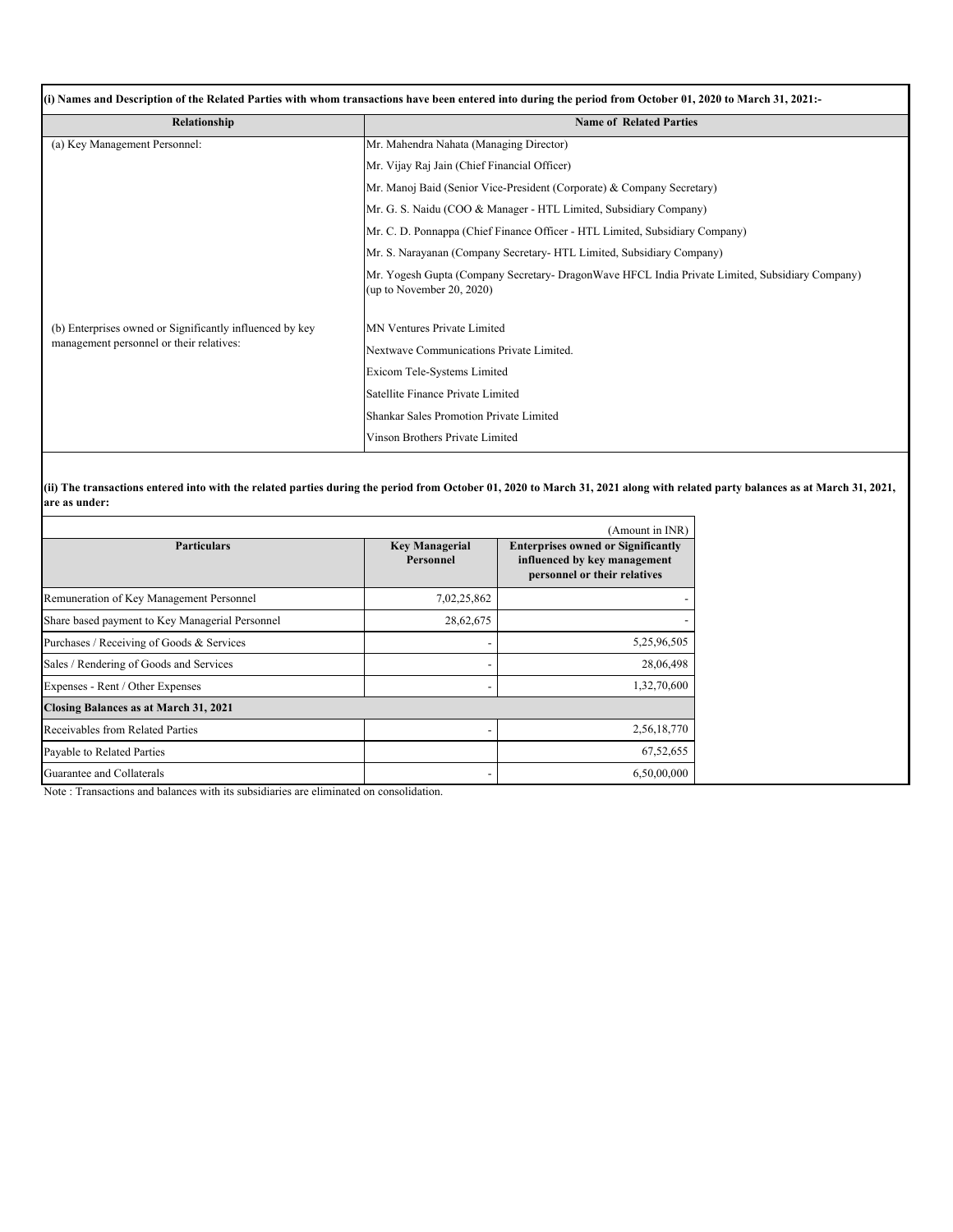**(i) Names and Description of the Related Parties with whom transactions have been entered into during the period from October 01, 2020 to March 31, 2021:-**

| Relationship | Name of Related Parties |
|---|---|
| (a) Key Management Personnel: | Mr. Mahendra Nahata (Managing Director) |
| | Mr. Vijay Raj Jain (Chief Financial Officer) |
| | Mr. Manoj Baid (Senior Vice-President (Corporate) & Company Secretary) |
| | Mr. G. S. Naidu (COO & Manager - HTL Limited, Subsidiary Company) |
| | Mr. C. D. Ponnappa (Chief Finance Officer - HTL Limited, Subsidiary Company) |
| | Mr. S. Narayanan (Company Secretary- HTL Limited, Subsidiary Company) |
| | Mr. Yogesh Gupta (Company Secretary- DragonWave HFCL India Private Limited, Subsidiary Company) (up to November 20, 2020) |
| (b) Enterprises owned or Significantly influenced by key management personnel or their relatives: | MN Ventures Private Limited |
| | Nextwave Communications Private Limited. |
| | Exicom Tele-Systems Limited |
| | Satellite Finance Private Limited |
| | Shankar Sales Promotion Private Limited |
| | Vinson Brothers Private Limited |

**(ii) The transactions entered into with the related parties during the period from October 01, 2020 to March 31, 2021 along with related party balances as at March 31, 2021, are as under:**

(Amount in INR)

| Particulars | Key Managerial Personnel | Enterprises owned or Significantly influenced by key management personnel or their relatives |
|---|---|---|
| Remuneration of Key Management Personnel | 7,02,25,862 | - |
| Share based payment to Key Managerial Personnel | 28,62,675 | - |
| Purchases / Receiving of Goods & Services | - | 5,25,96,505 |
| Sales / Rendering of Goods and Services | - | 28,06,498 |
| Expenses - Rent / Other Expenses | - | 1,32,70,600 |
| **Closing Balances as at March 31, 2021** | | |
| Receivables from Related Parties | - | 2,56,18,770 |
| Payable to Related Parties | | 67,52,655 |
| Guarantee and Collaterals | - | 6,50,00,000 |

Note : Transactions and balances with its subsidiaries are eliminated on consolidation.